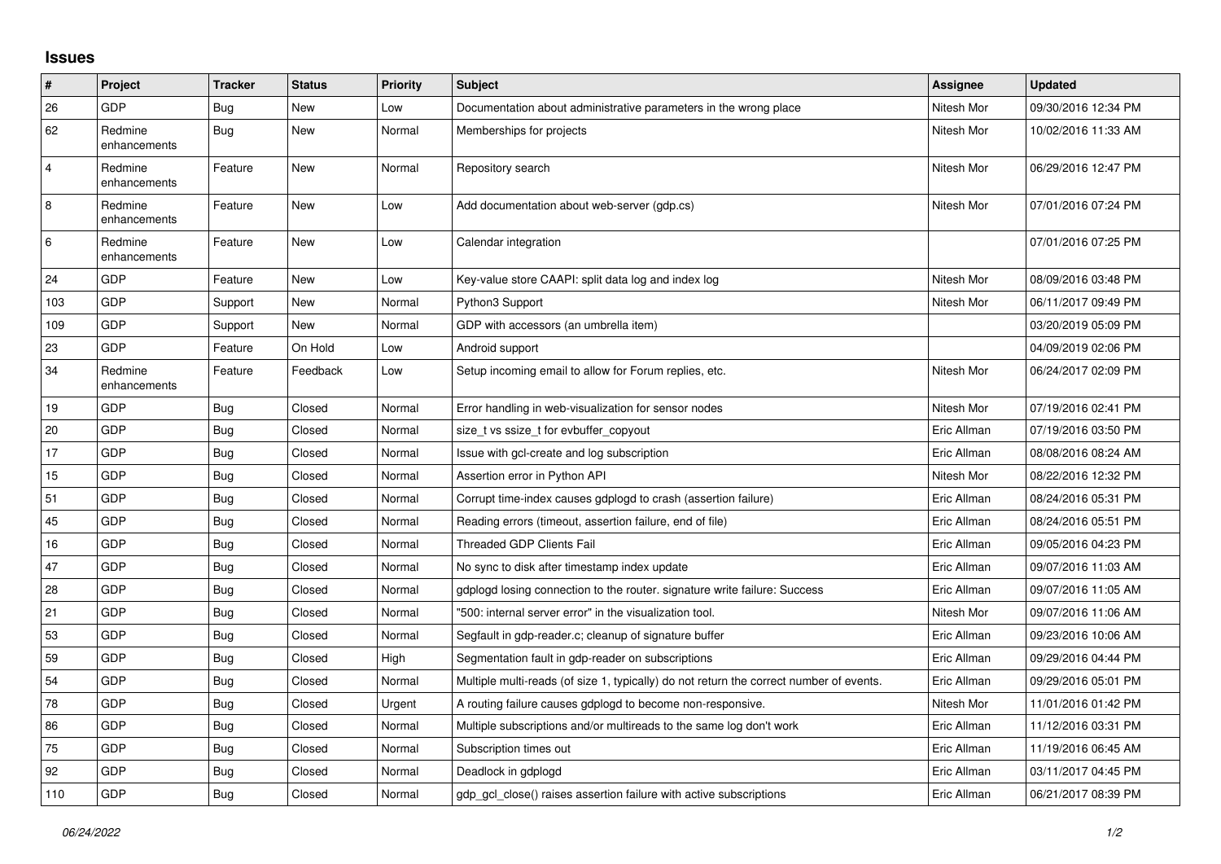## Issues

| # | Project | Tracker | Status | Priority | Subject | Assignee | Updated |
|---|---|---|---|---|---|---|---|
| 26 | GDP | Bug | New | Low | Documentation about administrative parameters in the wrong place | Nitesh Mor | 09/30/2016 12:34 PM |
| 62 | Redmine enhancements | Bug | New | Normal | Memberships for projects | Nitesh Mor | 10/02/2016 11:33 AM |
| 4 | Redmine enhancements | Feature | New | Normal | Repository search | Nitesh Mor | 06/29/2016 12:47 PM |
| 8 | Redmine enhancements | Feature | New | Low | Add documentation about web-server (gdp.cs) | Nitesh Mor | 07/01/2016 07:24 PM |
| 6 | Redmine enhancements | Feature | New | Low | Calendar integration | | 07/01/2016 07:25 PM |
| 24 | GDP | Feature | New | Low | Key-value store CAAPI: split data log and index log | Nitesh Mor | 08/09/2016 03:48 PM |
| 103 | GDP | Support | New | Normal | Python3 Support | Nitesh Mor | 06/11/2017 09:49 PM |
| 109 | GDP | Support | New | Normal | GDP with accessors (an umbrella item) | | 03/20/2019 05:09 PM |
| 23 | GDP | Feature | On Hold | Low | Android support | | 04/09/2019 02:06 PM |
| 34 | Redmine enhancements | Feature | Feedback | Low | Setup incoming email to allow for Forum replies, etc. | Nitesh Mor | 06/24/2017 02:09 PM |
| 19 | GDP | Bug | Closed | Normal | Error handling in web-visualization for sensor nodes | Nitesh Mor | 07/19/2016 02:41 PM |
| 20 | GDP | Bug | Closed | Normal | size_t vs ssize_t for evbuffer_copyout | Eric Allman | 07/19/2016 03:50 PM |
| 17 | GDP | Bug | Closed | Normal | Issue with gcl-create and log subscription | Eric Allman | 08/08/2016 08:24 AM |
| 15 | GDP | Bug | Closed | Normal | Assertion error in Python API | Nitesh Mor | 08/22/2016 12:32 PM |
| 51 | GDP | Bug | Closed | Normal | Corrupt time-index causes gdplogd to crash (assertion failure) | Eric Allman | 08/24/2016 05:31 PM |
| 45 | GDP | Bug | Closed | Normal | Reading errors (timeout, assertion failure, end of file) | Eric Allman | 08/24/2016 05:51 PM |
| 16 | GDP | Bug | Closed | Normal | Threaded GDP Clients Fail | Eric Allman | 09/05/2016 04:23 PM |
| 47 | GDP | Bug | Closed | Normal | No sync to disk after timestamp index update | Eric Allman | 09/07/2016 11:03 AM |
| 28 | GDP | Bug | Closed | Normal | gdplogd losing connection to the router. signature write failure: Success | Eric Allman | 09/07/2016 11:05 AM |
| 21 | GDP | Bug | Closed | Normal | "500: internal server error" in the visualization tool. | Nitesh Mor | 09/07/2016 11:06 AM |
| 53 | GDP | Bug | Closed | Normal | Segfault in gdp-reader.c; cleanup of signature buffer | Eric Allman | 09/23/2016 10:06 AM |
| 59 | GDP | Bug | Closed | High | Segmentation fault in gdp-reader on subscriptions | Eric Allman | 09/29/2016 04:44 PM |
| 54 | GDP | Bug | Closed | Normal | Multiple multi-reads (of size 1, typically) do not return the correct number of events. | Eric Allman | 09/29/2016 05:01 PM |
| 78 | GDP | Bug | Closed | Urgent | A routing failure causes gdplogd to become non-responsive. | Nitesh Mor | 11/01/2016 01:42 PM |
| 86 | GDP | Bug | Closed | Normal | Multiple subscriptions and/or multireads to the same log don't work | Eric Allman | 11/12/2016 03:31 PM |
| 75 | GDP | Bug | Closed | Normal | Subscription times out | Eric Allman | 11/19/2016 06:45 AM |
| 92 | GDP | Bug | Closed | Normal | Deadlock in gdplogd | Eric Allman | 03/11/2017 04:45 PM |
| 110 | GDP | Bug | Closed | Normal | gdp_gcl_close() raises assertion failure with active subscriptions | Eric Allman | 06/21/2017 08:39 PM |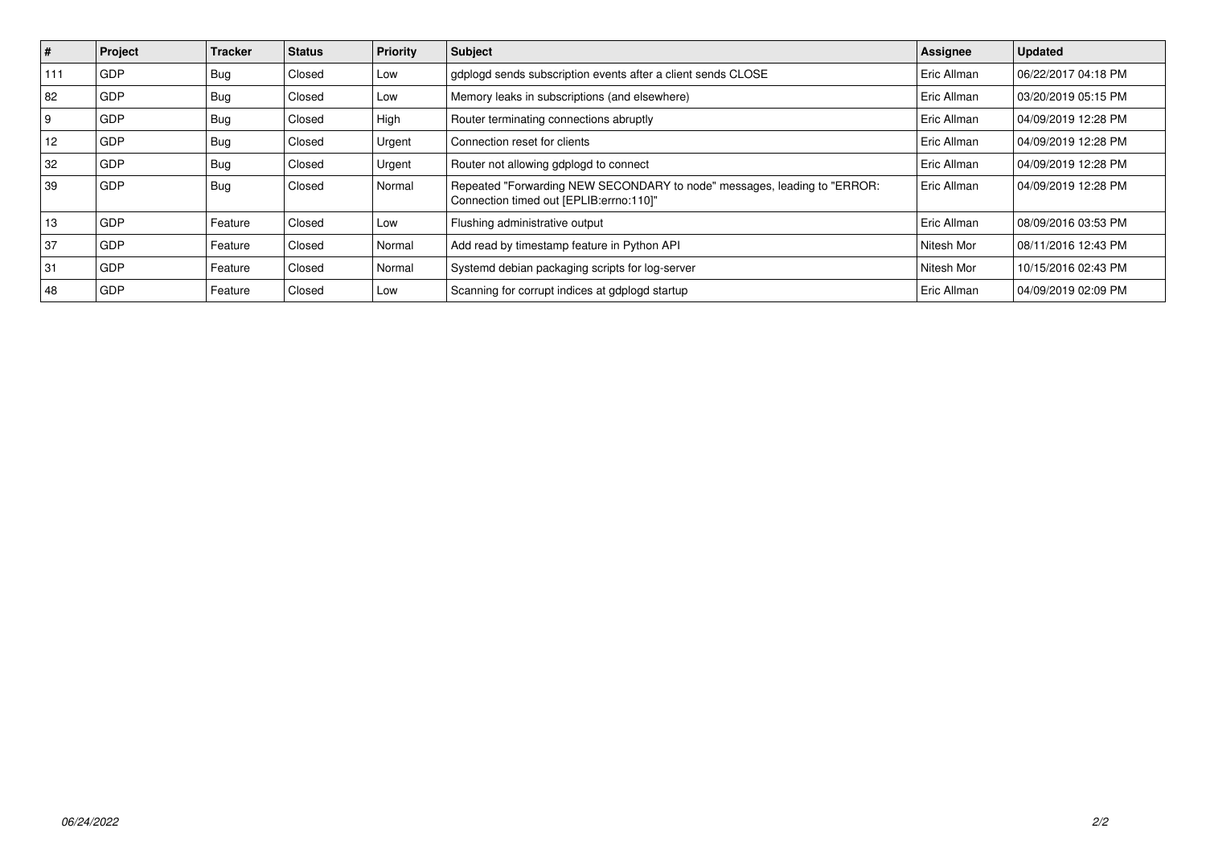| # | Project | Tracker | Status | Priority | Subject | Assignee | Updated |
|---|---|---|---|---|---|---|---|
| 111 | GDP | Bug | Closed | Low | gdplogd sends subscription events after a client sends CLOSE | Eric Allman | 06/22/2017 04:18 PM |
| 82 | GDP | Bug | Closed | Low | Memory leaks in subscriptions (and elsewhere) | Eric Allman | 03/20/2019 05:15 PM |
| 9 | GDP | Bug | Closed | High | Router terminating connections abruptly | Eric Allman | 04/09/2019 12:28 PM |
| 12 | GDP | Bug | Closed | Urgent | Connection reset for clients | Eric Allman | 04/09/2019 12:28 PM |
| 32 | GDP | Bug | Closed | Urgent | Router not allowing gdplogd to connect | Eric Allman | 04/09/2019 12:28 PM |
| 39 | GDP | Bug | Closed | Normal | Repeated "Forwarding NEW SECONDARY to node" messages, leading to "ERROR: Connection timed out [EPLIB:errno:110]" | Eric Allman | 04/09/2019 12:28 PM |
| 13 | GDP | Feature | Closed | Low | Flushing administrative output | Eric Allman | 08/09/2016 03:53 PM |
| 37 | GDP | Feature | Closed | Normal | Add read by timestamp feature in Python API | Nitesh Mor | 08/11/2016 12:43 PM |
| 31 | GDP | Feature | Closed | Normal | Systemd debian packaging scripts for log-server | Nitesh Mor | 10/15/2016 02:43 PM |
| 48 | GDP | Feature | Closed | Low | Scanning for corrupt indices at gdplogd startup | Eric Allman | 04/09/2019 02:09 PM |